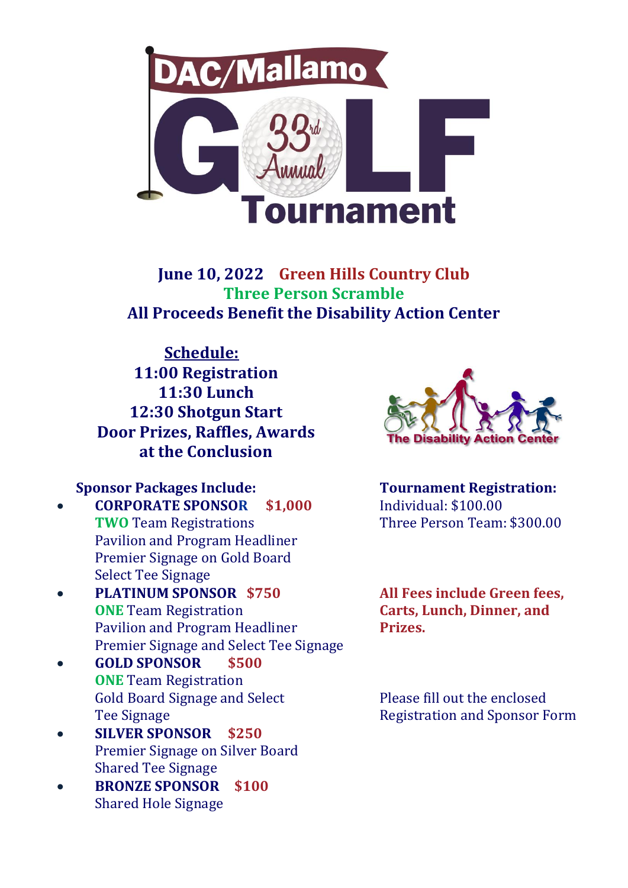# DAC/Mallamo 33rd Annual GOLF Tournament

**June 10, 2022 Green Hills Country Club**

**Three Person Scramble**

**All Proceeds Benefit the Disability Action Center**

**Schedule:**

**11:00 Registration**

**11:30 Lunch**

**12:30 Shotgun Start**

**Door Prizes, Raffles, Awards at the Conclusion**

The Disability Action Center

**Sponsor Packages Include:**

- **CORPORATE SPONSOR $1,000**
  **TWO** Team Registrations
  Pavilion and Program Headliner
  Premier Signage on Gold Board
  Select Tee Signage
- **PLATINUM SPONSOR $750**
  **ONE** Team Registration
  Pavilion and Program Headliner
  Premier Signage and Select Tee Signage
- **GOLD SPONSOR $500**
  **ONE** Team Registration
  Gold Board Signage and Select Tee Signage
- **SILVER SPONSOR $250**
  Premier Signage on Silver Board
  Shared Tee Signage
- **BRONZE SPONSOR $100**
  Shared Hole Signage

**Tournament Registration:**

Individual: $100.00

Three Person Team: $300.00

**All Fees include Green fees, Carts, Lunch, Dinner, and Prizes.**

Please fill out the enclosed Registration and Sponsor Form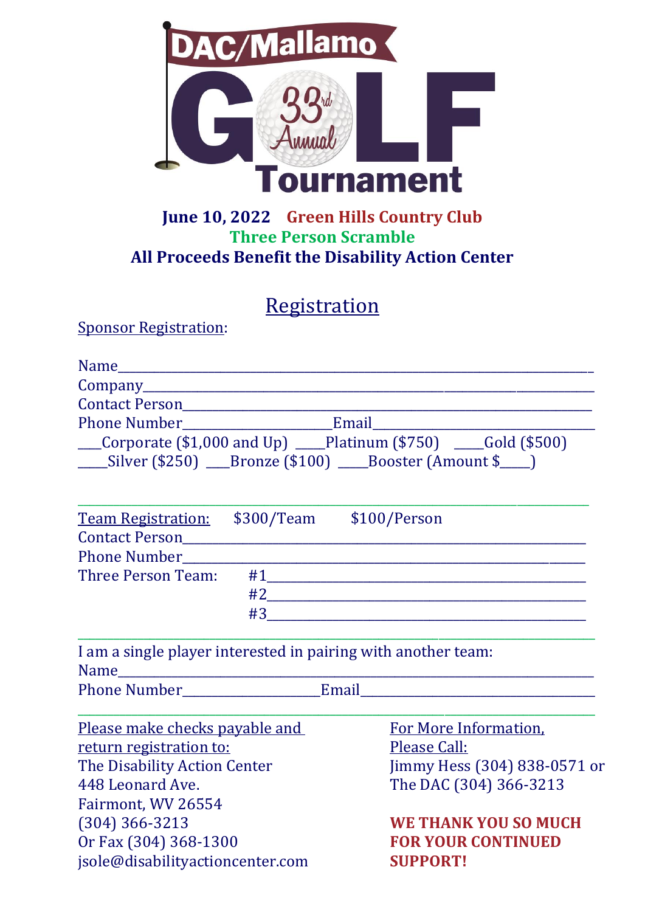# DAC/Mallamo 33rd Annual GOLF Tournament

**June 10, 2022 Green Hills Country Club**

**Three Person Scramble**

**All Proceeds Benefit the Disability Action Center**

## Registration

Sponsor Registration:

Name_______________________________________________________________________

Company____________________________________________________________________

Contact Person_______________________________________________________________

Phone Number_____________________Email_____________________________________

___Corporate ($1,000 and Up) ____Platinum ($750) ____Gold ($500)

____Silver ($250) ___Bronze ($100) ____Booster (Amount $____)

---

Team Registration: $300/Team $100/Person

Contact Person_______________________________________________________________

Phone Number________________________________________________________________

Three Person Team: #1_______________________________________________

#2_______________________________________________

#3_______________________________________________

---

I am a single player interested in pairing with another team:

Name_______________________________________________________________________

Phone Number___________________Email_____________________________________

---

Please make checks payable and return registration to:

The Disability Action Center
448 Leonard Ave.
Fairmont, WV 26554
(304) 366-3213
Or Fax (304) 368-1300
jsole@disabilityactioncenter.com

For More Information, Please Call:

Jimmy Hess (304) 838-0571 or
The DAC (304) 366-3213

**WE THANK YOU SO MUCH FOR YOUR CONTINUED SUPPORT!**